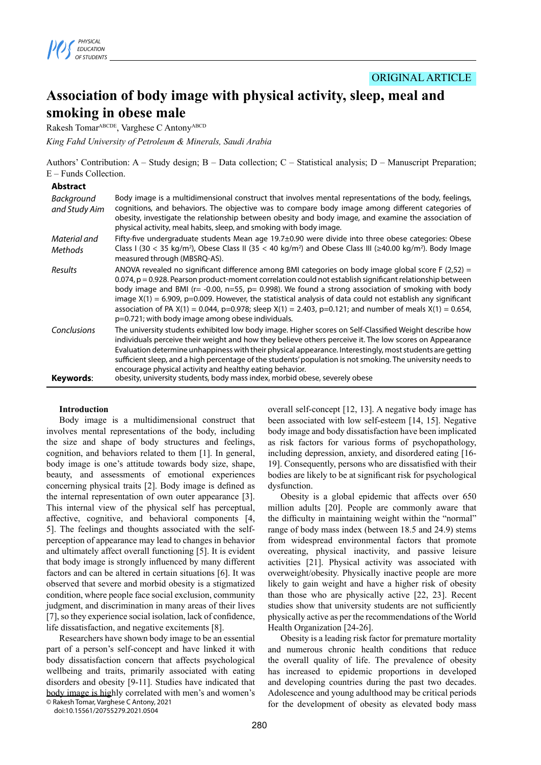ORIGINAL ARTICLE

# Association of body image with physical activity, sleep, meal and smoking in obese male

Rakesh Tomar[ABCDE], Varghese C Antony[ABCD]

*King Fahd University of Petroleum & Minerals, Saudi Arabia*

Authors' Contribution: A – Study design; B – Data collection; C – Statistical analysis; D – Manuscript Preparation; E – Funds Collection.

## Abstract

| | |
|---|---|
| *Background and Study Aim* | Body image is a multidimensional construct that involves mental representations of the body, feelings, cognitions, and behaviors. The objective was to compare body image among different categories of obesity, investigate the relationship between obesity and body image, and examine the association of physical activity, meal habits, sleep, and smoking with body image. |
| *Material and Methods* | Fifty-five undergraduate students Mean age 19.7±0.90 were divide into three obese categories: Obese Class I (30 < 35 kg/m²), Obese Class II (35 < 40 kg/m²) and Obese Class III (≥40.00 kg/m²). Body Image measured through (MBSRQ-AS). |
| *Results* | ANOVA revealed no significant difference among BMI categories on body image global score F (2,52) = 0.074, p = 0.928. Pearson product-moment correlation could not establish significant relationship between body image and BMI (r= -0.00, n=55, p= 0.998). We found a strong association of smoking with body image X(1) = 6.909, p=0.009. However, the statistical analysis of data could not establish any significant association of PA X(1) = 0.044, p=0.978; sleep X(1) = 2.403, p=0.121; and number of meals X(1) = 0.654, p=0.721; with body image among obese individuals. |
| *Conclusions* | The university students exhibited low body image. Higher scores on Self-Classified Weight describe how individuals perceive their weight and how they believe others perceive it. The low scores on Appearance Evaluation determine unhappiness with their physical appearance. Interestingly, most students are getting sufficient sleep, and a high percentage of the students' population is not smoking. The university needs to encourage physical activity and healthy eating behavior. |
| **Keywords**: | obesity, university students, body mass index, morbid obese, severely obese |

## Introduction

Body image is a multidimensional construct that involves mental representations of the body, including the size and shape of body structures and feelings, cognition, and behaviors related to them [1]. In general, body image is one's attitude towards body size, shape, beauty, and assessments of emotional experiences concerning physical traits [2]. Body image is defined as the internal representation of own outer appearance [3]. This internal view of the physical self has perceptual, affective, cognitive, and behavioral components [4, 5]. The feelings and thoughts associated with the self-perception of appearance may lead to changes in behavior and ultimately affect overall functioning [5]. It is evident that body image is strongly influenced by many different factors and can be altered in certain situations [6]. It was observed that severe and morbid obesity is a stigmatized condition, where people face social exclusion, community judgment, and discrimination in many areas of their lives [7], so they experience social isolation, lack of confidence, life dissatisfaction, and negative excitements [8].

Researchers have shown body image to be an essential part of a person's self-concept and have linked it with body dissatisfaction concern that affects psychological wellbeing and traits, primarily associated with eating disorders and obesity [9-11]. Studies have indicated that body image is highly correlated with men's and women's overall self-concept [12, 13]. A negative body image has been associated with low self-esteem [14, 15]. Negative body image and body dissatisfaction have been implicated as risk factors for various forms of psychopathology, including depression, anxiety, and disordered eating [16-19]. Consequently, persons who are dissatisfied with their bodies are likely to be at significant risk for psychological dysfunction.

Obesity is a global epidemic that affects over 650 million adults [20]. People are commonly aware that the difficulty in maintaining weight within the "normal" range of body mass index (between 18.5 and 24.9) stems from widespread environmental factors that promote overeating, physical inactivity, and passive leisure activities [21]. Physical activity was associated with overweight/obesity. Physically inactive people are more likely to gain weight and have a higher risk of obesity than those who are physically active [22, 23]. Recent studies show that university students are not sufficiently physically active as per the recommendations of the World Health Organization [24-26].

Obesity is a leading risk factor for premature mortality and numerous chronic health conditions that reduce the overall quality of life. The prevalence of obesity has increased to epidemic proportions in developed and developing countries during the past two decades. Adolescence and young adulthood may be critical periods for the development of obesity as elevated body mass

© Rakesh Tomar, Varghese C Antony, 2021
doi:10.15561/20755279.2021.0504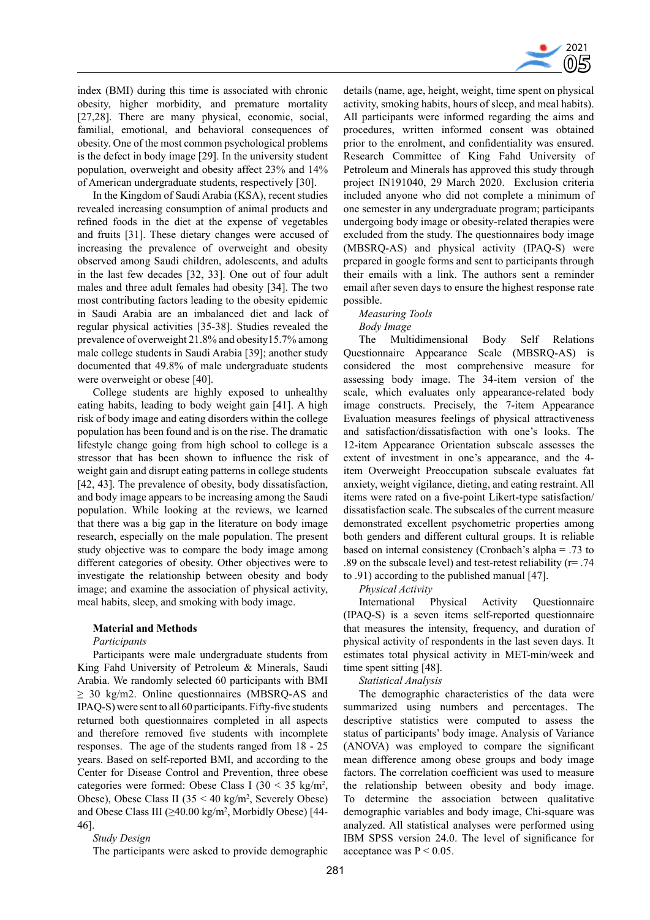index (BMI) during this time is associated with chronic obesity, higher morbidity, and premature mortality [27,28]. There are many physical, economic, social, familial, emotional, and behavioral consequences of obesity. One of the most common psychological problems is the defect in body image [29]. In the university student population, overweight and obesity affect 23% and 14% of American undergraduate students, respectively [30].

In the Kingdom of Saudi Arabia (KSA), recent studies revealed increasing consumption of animal products and refined foods in the diet at the expense of vegetables and fruits [31]. These dietary changes were accused of increasing the prevalence of overweight and obesity observed among Saudi children, adolescents, and adults in the last few decades [32, 33]. One out of four adult males and three adult females had obesity [34]. The two most contributing factors leading to the obesity epidemic in Saudi Arabia are an imbalanced diet and lack of regular physical activities [35-38]. Studies revealed the prevalence of overweight 21.8% and obesity15.7% among male college students in Saudi Arabia [39]; another study documented that 49.8% of male undergraduate students were overweight or obese [40].

College students are highly exposed to unhealthy eating habits, leading to body weight gain [41]. A high risk of body image and eating disorders within the college population has been found and is on the rise. The dramatic lifestyle change going from high school to college is a stressor that has been shown to influence the risk of weight gain and disrupt eating patterns in college students [42, 43]. The prevalence of obesity, body dissatisfaction, and body image appears to be increasing among the Saudi population. While looking at the reviews, we learned that there was a big gap in the literature on body image research, especially on the male population. The present study objective was to compare the body image among different categories of obesity. Other objectives were to investigate the relationship between obesity and body image; and examine the association of physical activity, meal habits, sleep, and smoking with body image.

## Material and Methods

*Participants*

Participants were male undergraduate students from King Fahd University of Petroleum & Minerals, Saudi Arabia. We randomly selected 60 participants with BMI ≥ 30 kg/m2. Online questionnaires (MBSRQ-AS and IPAQ-S) were sent to all 60 participants. Fifty-five students returned both questionnaires completed in all aspects and therefore removed five students with incomplete responses. The age of the students ranged from 18 - 25 years. Based on self-reported BMI, and according to the Center for Disease Control and Prevention, three obese categories were formed: Obese Class I (30 < 35 kg/m$^2$, Obese), Obese Class II (35 < 40 kg/m$^2$, Severely Obese) and Obese Class III (≥40.00 kg/m$^2$, Morbidly Obese) [44-46].

*Study Design*

The participants were asked to provide demographic details (name, age, height, weight, time spent on physical activity, smoking habits, hours of sleep, and meal habits). All participants were informed regarding the aims and procedures, written informed consent was obtained prior to the enrolment, and confidentiality was ensured. Research Committee of King Fahd University of Petroleum and Minerals has approved this study through project IN191040, 29 March 2020. Exclusion criteria included anyone who did not complete a minimum of one semester in any undergraduate program; participants undergoing body image or obesity-related therapies were excluded from the study. The questionnaires body image (MBSRQ-AS) and physical activity (IPAQ-S) were prepared in google forms and sent to participants through their emails with a link. The authors sent a reminder email after seven days to ensure the highest response rate possible.

*Measuring Tools*

*Body Image*

The Multidimensional Body Self Relations Questionnaire Appearance Scale (MBSRQ-AS) is considered the most comprehensive measure for assessing body image. The 34-item version of the scale, which evaluates only appearance-related body image constructs. Precisely, the 7-item Appearance Evaluation measures feelings of physical attractiveness and satisfaction/dissatisfaction with one's looks. The 12-item Appearance Orientation subscale assesses the extent of investment in one's appearance, and the 4-item Overweight Preoccupation subscale evaluates fat anxiety, weight vigilance, dieting, and eating restraint. All items were rated on a five-point Likert-type satisfaction/dissatisfaction scale. The subscales of the current measure demonstrated excellent psychometric properties among both genders and different cultural groups. It is reliable based on internal consistency (Cronbach's alpha = .73 to .89 on the subscale level) and test-retest reliability (r= .74 to .91) according to the published manual [47].

*Physical Activity*

International Physical Activity Questionnaire (IPAQ-S) is a seven items self-reported questionnaire that measures the intensity, frequency, and duration of physical activity of respondents in the last seven days. It estimates total physical activity in MET-min/week and time spent sitting [48].

*Statistical Analysis*

The demographic characteristics of the data were summarized using numbers and percentages. The descriptive statistics were computed to assess the status of participants' body image. Analysis of Variance (ANOVA) was employed to compare the significant mean difference among obese groups and body image factors. The correlation coefficient was used to measure the relationship between obesity and body image. To determine the association between qualitative demographic variables and body image, Chi-square was analyzed. All statistical analyses were performed using IBM SPSS version 24.0. The level of significance for acceptance was $P < 0.05$.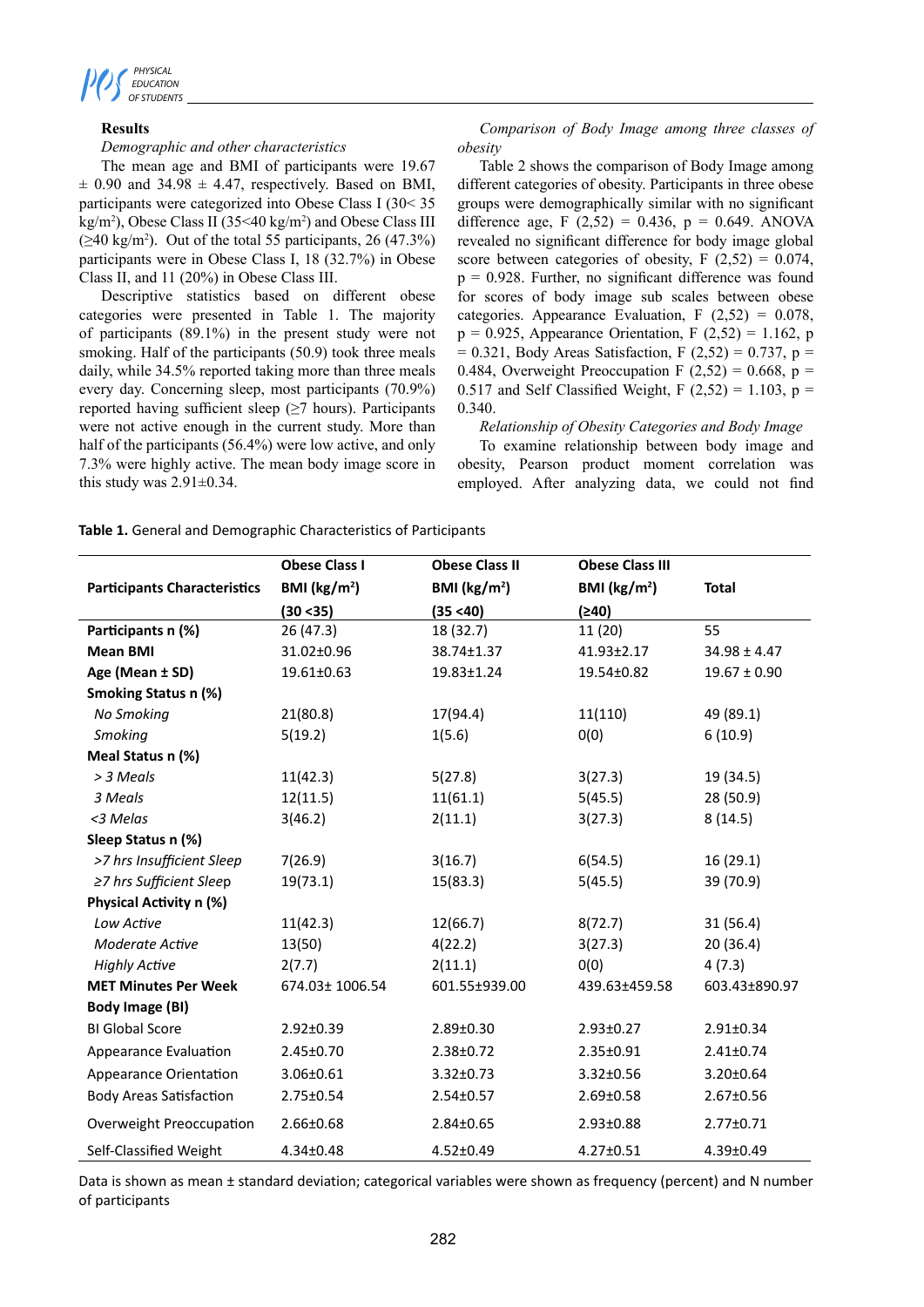**Results**

*Demographic and other characteristics*

The mean age and BMI of participants were 19.67 ± 0.90 and 34.98 ± 4.47, respectively. Based on BMI, participants were categorized into Obese Class I (30< 35 kg/m$^2$), Obese Class II (35<40 kg/m$^2$) and Obese Class III (≥40 kg/m$^2$). Out of the total 55 participants, 26 (47.3%) participants were in Obese Class I, 18 (32.7%) in Obese Class II, and 11 (20%) in Obese Class III.

Descriptive statistics based on different obese categories were presented in Table 1. The majority of participants (89.1%) in the present study were not smoking. Half of the participants (50.9) took three meals daily, while 34.5% reported taking more than three meals every day. Concerning sleep, most participants (70.9%) reported having sufficient sleep (≥7 hours). Participants were not active enough in the current study. More than half of the participants (56.4%) were low active, and only 7.3% were highly active. The mean body image score in this study was 2.91±0.34.

*Comparison of Body Image among three classes of obesity*

Table 2 shows the comparison of Body Image among different categories of obesity. Participants in three obese groups were demographically similar with no significant difference age, F (2,52) = 0.436, p = 0.649. ANOVA revealed no significant difference for body image global score between categories of obesity, F (2,52) = 0.074, p = 0.928. Further, no significant difference was found for scores of body image sub scales between obese categories. Appearance Evaluation, F (2,52) = 0.078, p = 0.925, Appearance Orientation, F (2,52) = 1.162, p = 0.321, Body Areas Satisfaction, F (2,52) = 0.737, p = 0.484, Overweight Preoccupation F (2,52) = 0.668, p = 0.517 and Self Classified Weight, F (2,52) = 1.103, p = 0.340.

*Relationship of Obesity Categories and Body Image*

To examine relationship between body image and obesity, Pearson product moment correlation was employed. After analyzing data, we could not find

**Table 1.** General and Demographic Characteristics of Participants

| Participants Characteristics | Obese Class I BMI (kg/m$^2$) (30 <35) | Obese Class II BMI (kg/m$^2$) (35 <40) | Obese Class III BMI (kg/m$^2$) (≥40) | Total |
|---|---|---|---|---|
| **Participants n (%)** | 26 (47.3) | 18 (32.7) | 11 (20) | 55 |
| **Mean BMI** | 31.02±0.96 | 38.74±1.37 | 41.93±2.17 | 34.98 ± 4.47 |
| **Age (Mean ± SD)** | 19.61±0.63 | 19.83±1.24 | 19.54±0.82 | 19.67 ± 0.90 |
| **Smoking Status n (%)** | | | | |
| *No Smoking* | 21(80.8) | 17(94.4) | 11(110) | 49 (89.1) |
| *Smoking* | 5(19.2) | 1(5.6) | 0(0) | 6 (10.9) |
| **Meal Status n (%)** | | | | |
| *> 3 Meals* | 11(42.3) | 5(27.8) | 3(27.3) | 19 (34.5) |
| *3 Meals* | 12(11.5) | 11(61.1) | 5(45.5) | 28 (50.9) |
| *<3 Melas* | 3(46.2) | 2(11.1) | 3(27.3) | 8 (14.5) |
| **Sleep Status n (%)** | | | | |
| *>7 hrs Insufficient Sleep* | 7(26.9) | 3(16.7) | 6(54.5) | 16 (29.1) |
| *≥7 hrs Sufficient Sleep* | 19(73.1) | 15(83.3) | 5(45.5) | 39 (70.9) |
| **Physical Activity n (%)** | | | | |
| *Low Active* | 11(42.3) | 12(66.7) | 8(72.7) | 31 (56.4) |
| *Moderate Active* | 13(50) | 4(22.2) | 3(27.3) | 20 (36.4) |
| *Highly Active* | 2(7.7) | 2(11.1) | 0(0) | 4 (7.3) |
| **MET Minutes Per Week** | 674.03± 1006.54 | 601.55±939.00 | 439.63±459.58 | 603.43±890.97 |
| **Body Image (BI)** | | | | |
| BI Global Score | 2.92±0.39 | 2.89±0.30 | 2.93±0.27 | 2.91±0.34 |
| Appearance Evaluation | 2.45±0.70 | 2.38±0.72 | 2.35±0.91 | 2.41±0.74 |
| Appearance Orientation | 3.06±0.61 | 3.32±0.73 | 3.32±0.56 | 3.20±0.64 |
| Body Areas Satisfaction | 2.75±0.54 | 2.54±0.57 | 2.69±0.58 | 2.67±0.56 |
| Overweight Preoccupation | 2.66±0.68 | 2.84±0.65 | 2.93±0.88 | 2.77±0.71 |
| Self-Classified Weight | 4.34±0.48 | 4.52±0.49 | 4.27±0.51 | 4.39±0.49 |

Data is shown as mean ± standard deviation; categorical variables were shown as frequency (percent) and N number of participants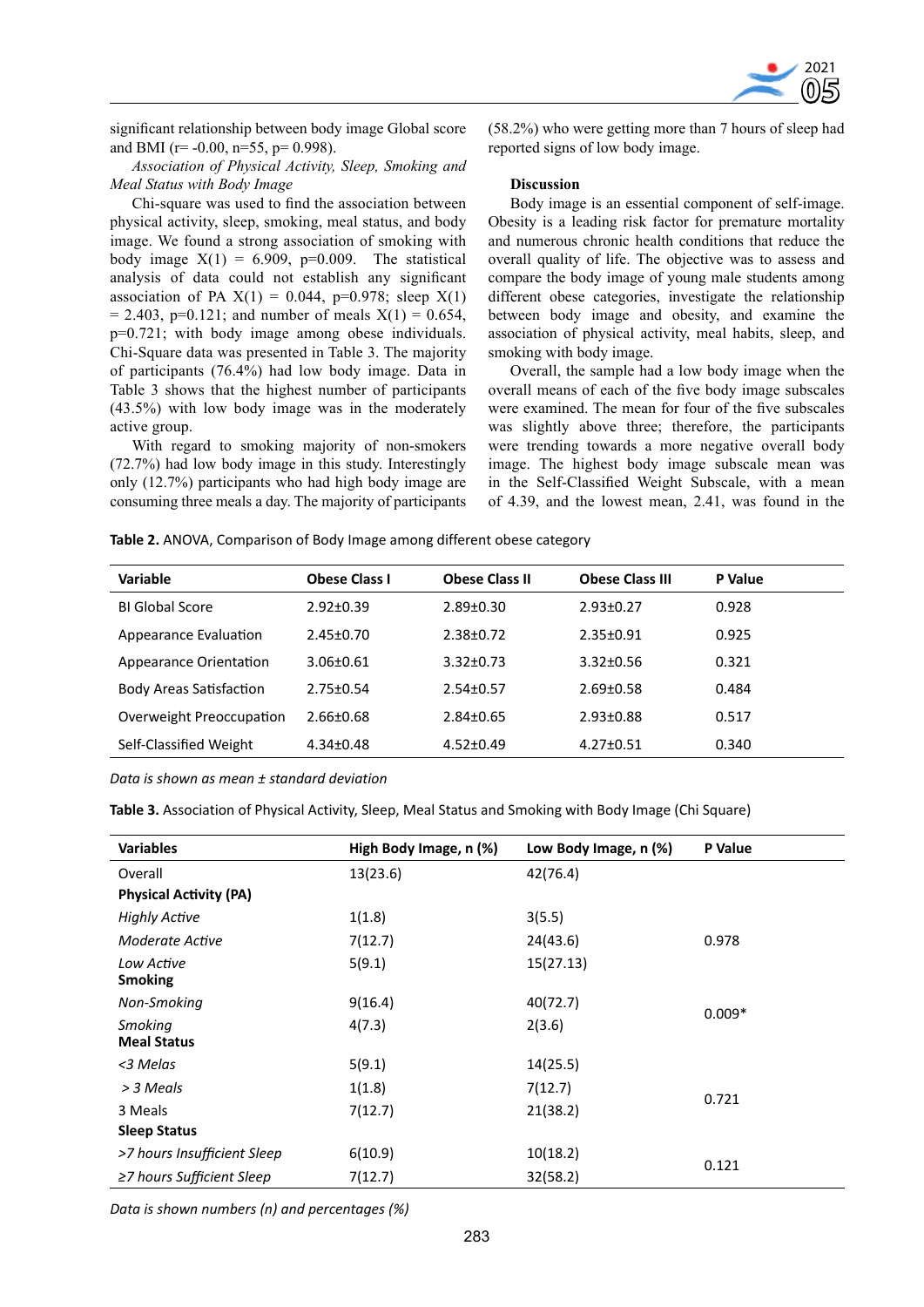significant relationship between body image Global score and BMI (r= -0.00, n=55, p= 0.998).

*Association of Physical Activity, Sleep, Smoking and Meal Status with Body Image*

Chi-square was used to find the association between physical activity, sleep, smoking, meal status, and body image. We found a strong association of smoking with body image $X(1) = 6.909$, p=0.009. The statistical analysis of data could not establish any significant association of PA $X(1) = 0.044$, p=0.978; sleep $X(1) = 2.403$, p=0.121; and number of meals $X(1) = 0.654$, p=0.721; with body image among obese individuals. Chi-Square data was presented in Table 3. The majority of participants (76.4%) had low body image. Data in Table 3 shows that the highest number of participants (43.5%) with low body image was in the moderately active group.

With regard to smoking majority of non-smokers (72.7%) had low body image in this study. Interestingly only (12.7%) participants who had high body image are consuming three meals a day. The majority of participants (58.2%) who were getting more than 7 hours of sleep had reported signs of low body image.

**Discussion**

Body image is an essential component of self-image. Obesity is a leading risk factor for premature mortality and numerous chronic health conditions that reduce the overall quality of life. The objective was to assess and compare the body image of young male students among different obese categories, investigate the relationship between body image and obesity, and examine the association of physical activity, meal habits, sleep, and smoking with body image.

Overall, the sample had a low body image when the overall means of each of the five body image subscales were examined. The mean for four of the five subscales was slightly above three; therefore, the participants were trending towards a more negative overall body image. The highest body image subscale mean was in the Self-Classified Weight Subscale, with a mean of 4.39, and the lowest mean, 2.41, was found in the

**Table 2.** ANOVA, Comparison of Body Image among different obese category

| Variable | Obese Class I | Obese Class II | Obese Class III | P Value |
|---|---|---|---|---|
| BI Global Score | 2.92±0.39 | 2.89±0.30 | 2.93±0.27 | 0.928 |
| Appearance Evaluation | 2.45±0.70 | 2.38±0.72 | 2.35±0.91 | 0.925 |
| Appearance Orientation | 3.06±0.61 | 3.32±0.73 | 3.32±0.56 | 0.321 |
| Body Areas Satisfaction | 2.75±0.54 | 2.54±0.57 | 2.69±0.58 | 0.484 |
| Overweight Preoccupation | 2.66±0.68 | 2.84±0.65 | 2.93±0.88 | 0.517 |
| Self-Classified Weight | 4.34±0.48 | 4.52±0.49 | 4.27±0.51 | 0.340 |

*Data is shown as mean ± standard deviation*

**Table 3.** Association of Physical Activity, Sleep, Meal Status and Smoking with Body Image (Chi Square)

| Variables | High Body Image, n (%) | Low Body Image, n (%) | P Value |
|---|---|---|---|
| Overall | 13(23.6) | 42(76.4) | |
| **Physical Activity (PA)** | | | |
| *Highly Active* | 1(1.8) | 3(5.5) | |
| *Moderate Active* | 7(12.7) | 24(43.6) | 0.978 |
| *Low Active* | 5(9.1) | 15(27.13) | |
| **Smoking** | | | |
| *Non-Smoking* | 9(16.4) | 40(72.7) | 0.009* |
| *Smoking* | 4(7.3) | 2(3.6) | |
| **Meal Status** | | | |
| *<3 Melas* | 5(9.1) | 14(25.5) | |
| *> 3 Meals* | 1(1.8) | 7(12.7) | 0.721 |
| 3 Meals | 7(12.7) | 21(38.2) | |
| **Sleep Status** | | | |
| *>7 hours Insufficient Sleep* | 6(10.9) | 10(18.2) | 0.121 |
| *≥7 hours Sufficient Sleep* | 7(12.7) | 32(58.2) | |

*Data is shown numbers (n) and percentages (%)*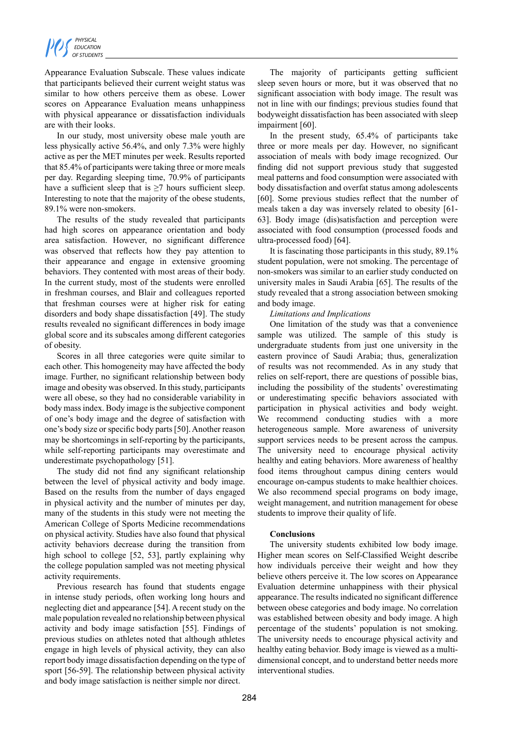Appearance Evaluation Subscale. These values indicate that participants believed their current weight status was similar to how others perceive them as obese. Lower scores on Appearance Evaluation means unhappiness with physical appearance or dissatisfaction individuals are with their looks.

In our study, most university obese male youth are less physically active 56.4%, and only 7.3% were highly active as per the MET minutes per week. Results reported that 85.4% of participants were taking three or more meals per day. Regarding sleeping time, 70.9% of participants have a sufficient sleep that is ≥7 hours sufficient sleep. Interesting to note that the majority of the obese students, 89.1% were non-smokers.

The results of the study revealed that participants had high scores on appearance orientation and body area satisfaction. However, no significant difference was observed that reflects how they pay attention to their appearance and engage in extensive grooming behaviors. They contented with most areas of their body. In the current study, most of the students were enrolled in freshman courses, and Blair and colleagues reported that freshman courses were at higher risk for eating disorders and body shape dissatisfaction [49]. The study results revealed no significant differences in body image global score and its subscales among different categories of obesity.

Scores in all three categories were quite similar to each other. This homogeneity may have affected the body image. Further, no significant relationship between body image and obesity was observed. In this study, participants were all obese, so they had no considerable variability in body mass index. Body image is the subjective component of one's body image and the degree of satisfaction with one's body size or specific body parts [50]. Another reason may be shortcomings in self-reporting by the participants, while self-reporting participants may overestimate and underestimate psychopathology [51].

The study did not find any significant relationship between the level of physical activity and body image. Based on the results from the number of days engaged in physical activity and the number of minutes per day, many of the students in this study were not meeting the American College of Sports Medicine recommendations on physical activity. Studies have also found that physical activity behaviors decrease during the transition from high school to college [52, 53], partly explaining why the college population sampled was not meeting physical activity requirements.

Previous research has found that students engage in intense study periods, often working long hours and neglecting diet and appearance [54]. A recent study on the male population revealed no relationship between physical activity and body image satisfaction [55]. Findings of previous studies on athletes noted that although athletes can also engage in high levels of physical activity, they can also report body image dissatisfaction depending on the type of sport [56-59]. The relationship between physical activity and body image satisfaction is neither simple nor direct.

The majority of participants getting sufficient sleep seven hours or more, but it was observed that no significant association with body image. The result was not in line with our findings; previous studies found that bodyweight dissatisfaction has been associated with sleep impairment [60].

In the present study, 65.4% of participants take three or more meals per day. However, no significant association of meals with body image recognized. Our finding did not support previous study that suggested meal patterns and food consumption were associated with body dissatisfaction and overfat status among adolescents [60]. Some previous studies reflect that the number of meals taken a day was inversely related to obesity [61-63]. Body image (dis)satisfaction and perception were associated with food consumption (processed foods and ultra-processed food) [64].

It is fascinating those participants in this study, 89.1% student population, were not smoking. The percentage of non-smokers was similar to an earlier study conducted on university males in Saudi Arabia [65]. The results of the study revealed that a strong association between smoking and body image.

*Limitations and Implications*

One limitation of the study was that a convenience sample was utilized. The sample of this study is undergraduate students from just one university in the eastern province of Saudi Arabia; thus, generalization of results was not recommended. As in any study that relies on self-report, there are questions of possible bias, including the possibility of the students' overestimating or underestimating specific behaviors associated with participation in physical activities and body weight. We recommend conducting studies with a more heterogeneous sample. More awareness of university support services needs to be present across the campus. The university need to encourage physical activity healthy and eating behaviors. More awareness of healthy food items throughout campus dining centers would encourage on-campus students to make healthier choices. We also recommend special programs on body image, weight management, and nutrition management for obese students to improve their quality of life.

**Conclusions**

The university students exhibited low body image. Higher mean scores on Self-Classified Weight describe how individuals perceive their weight and how they believe others perceive it. The low scores on Appearance Evaluation determine unhappiness with their physical appearance. The results indicated no significant difference between obese categories and body image. No correlation was established between obesity and body image. A high percentage of the students' population is not smoking. The university needs to encourage physical activity and healthy eating behavior. Body image is viewed as a multi-dimensional concept, and to understand better needs more interventional studies.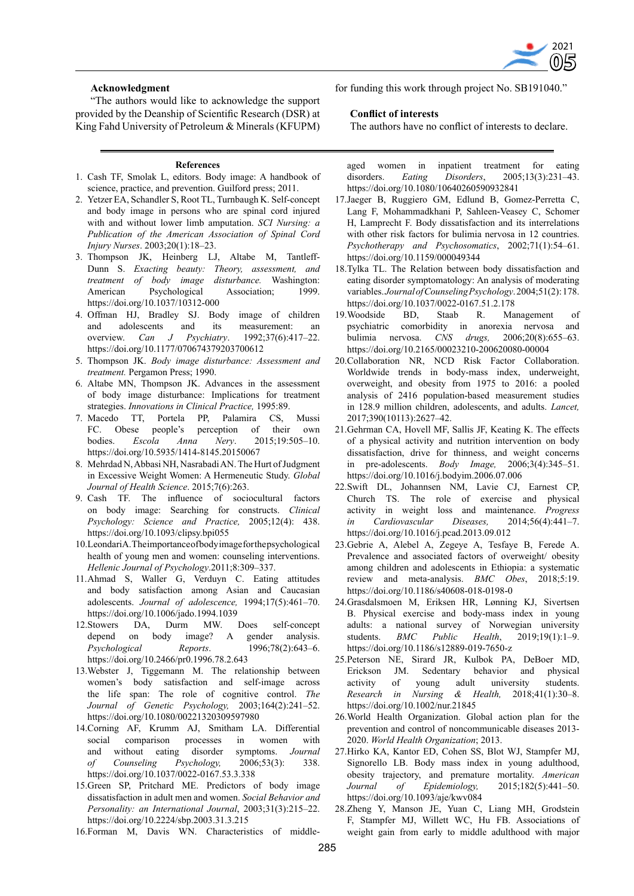### Acknowledgment

"The authors would like to acknowledge the support provided by the Deanship of Scientific Research (DSR) at King Fahd University of Petroleum & Minerals (KFUPM) for funding this work through project No. SB191040."

### Conflict of interests

The authors have no conflict of interests to declare.

### References

1. Cash TF, Smolak L, editors. Body image: A handbook of science, practice, and prevention. Guilford press; 2011.
2. Yetzer EA, Schandler S, Root TL, Turnbaugh K. Self-concept and body image in persons who are spinal cord injured with and without lower limb amputation. *SCI Nursing: a Publication of the American Association of Spinal Cord Injury Nurses*. 2003;20(1):18–23.
3. Thompson JK, Heinberg LJ, Altabe M, Tantleff-Dunn S. *Exacting beauty: Theory, assessment, and treatment of body image disturbance.* Washington: American Psychological Association; 1999. https://doi.org/10.1037/10312-000
4. Offman HJ, Bradley SJ. Body image of children and adolescents and its measurement: an overview. *Can J Psychiatry*. 1992;37(6):417–22. https://doi.org/10.1177/070674379203700612
5. Thompson JK. *Body image disturbance: Assessment and treatment.* Pergamon Press; 1990.
6. Altabe MN, Thompson JK. Advances in the assessment of body image disturbance: Implications for treatment strategies. *Innovations in Clinical Practice,* 1995:89.
7. Macedo TT, Portela PP, Palamira CS, Mussi FC. Obese people's perception of their own bodies. *Escola Anna Nery*. 2015;19:505–10. https://doi.org/10.5935/1414-8145.20150067
8. Mehrdad N, Abbasi NH, Nasrabadi AN. The Hurt of Judgment in Excessive Weight Women: A Hermeneutic Study. *Global Journal of Health Science*. 2015;7(6):263.
9. Cash TF. The influence of sociocultural factors on body image: Searching for constructs. *Clinical Psychology: Science and Practice,* 2005;12(4): 438. https://doi.org/10.1093/clipsy.bpi055
10. Leondari A. The importance of body image for the psychological health of young men and women: counseling interventions. *Hellenic Journal of Psychology*.2011;8:309–337.
11. Ahmad S, Waller G, Verduyn C. Eating attitudes and body satisfaction among Asian and Caucasian adolescents. *Journal of adolescence,* 1994;17(5):461–70. https://doi.org/10.1006/jado.1994.1039
12. Stowers DA, Durm MW. Does self-concept depend on body image? A gender analysis. *Psychological Reports*. 1996;78(2):643–6. https://doi.org/10.2466/pr0.1996.78.2.643
13. Webster J, Tiggemann M. The relationship between women's body satisfaction and self-image across the life span: The role of cognitive control. *The Journal of Genetic Psychology,* 2003;164(2):241–52. https://doi.org/10.1080/00221320309597980
14. Corning AF, Krumm AJ, Smitham LA. Differential social comparison processes in women with and without eating disorder symptoms. *Journal of Counseling Psychology,* 2006;53(3): 338. https://doi.org/10.1037/0022-0167.53.3.338
15. Green SP, Pritchard ME. Predictors of body image dissatisfaction in adult men and women. *Social Behavior and Personality: an International Journal*, 2003;31(3):215–22. https://doi.org/10.2224/sbp.2003.31.3.215
16. Forman M, Davis WN. Characteristics of middle-aged women in inpatient treatment for eating disorders. *Eating Disorders*, 2005;13(3):231–43. https://doi.org/10.1080/10640260590932841
17. Jaeger B, Ruggiero GM, Edlund B, Gomez-Perretta C, Lang F, Mohammadkhani P, Sahleen-Veasey C, Schomer H, Lamprecht F. Body dissatisfaction and its interrelations with other risk factors for bulimia nervosa in 12 countries. *Psychotherapy and Psychosomatics*, 2002;71(1):54–61. https://doi.org/10.1159/000049344
18. Tylka TL. The Relation between body dissatisfaction and eating disorder symptomatology: An analysis of moderating variables. *Journal of Counseling Psychology*. 2004;51(2): 178. https://doi.org/10.1037/0022-0167.51.2.178
19. Woodside BD, Staab R. Management of psychiatric comorbidity in anorexia nervosa and bulimia nervosa. *CNS drugs,* 2006;20(8):655–63. https://doi.org/10.2165/00023210-200620080-00004
20. Collaboration NR, NCD Risk Factor Collaboration. Worldwide trends in body-mass index, underweight, overweight, and obesity from 1975 to 2016: a pooled analysis of 2416 population-based measurement studies in 128.9 million children, adolescents, and adults. *Lancet,* 2017;390(10113):2627–42.
21. Gehrman CA, Hovell MF, Sallis JF, Keating K. The effects of a physical activity and nutrition intervention on body dissatisfaction, drive for thinness, and weight concerns in pre-adolescents. *Body Image,* 2006;3(4):345–51. https://doi.org/10.1016/j.bodyim.2006.07.006
22. Swift DL, Johannsen NM, Lavie CJ, Earnest CP, Church TS. The role of exercise and physical activity in weight loss and maintenance. *Progress in Cardiovascular Diseases,* 2014;56(4):441–7. https://doi.org/10.1016/j.pcad.2013.09.012
23. Gebrie A, Alebel A, Zegeye A, Tesfaye B, Ferede A. Prevalence and associated factors of overweight/ obesity among children and adolescents in Ethiopia: a systematic review and meta-analysis. *BMC Obes*, 2018;5:19. https://doi.org/10.1186/s40608-018-0198-0
24. Grasdalsmoen M, Eriksen HR, Lønning KJ, Sivertsen B. Physical exercise and body-mass index in young adults: a national survey of Norwegian university students. *BMC Public Health*, 2019;19(1):1–9. https://doi.org/10.1186/s12889-019-7650-z
25. Peterson NE, Sirard JR, Kulbok PA, DeBoer MD, Erickson JM. Sedentary behavior and physical activity of young adult university students. *Research in Nursing & Health,* 2018;41(1):30–8. https://doi.org/10.1002/nur.21845
26. World Health Organization. Global action plan for the prevention and control of noncommunicable diseases 2013-2020. *World Health Organization*; 2013.
27. Hirko KA, Kantor ED, Cohen SS, Blot WJ, Stampfer MJ, Signorello LB. Body mass index in young adulthood, obesity trajectory, and premature mortality. *American Journal of Epidemiology,* 2015;182(5):441–50. https://doi.org/10.1093/aje/kwv084
28. Zheng Y, Manson JE, Yuan C, Liang MH, Grodstein F, Stampfer MJ, Willett WC, Hu FB. Associations of weight gain from early to middle adulthood with major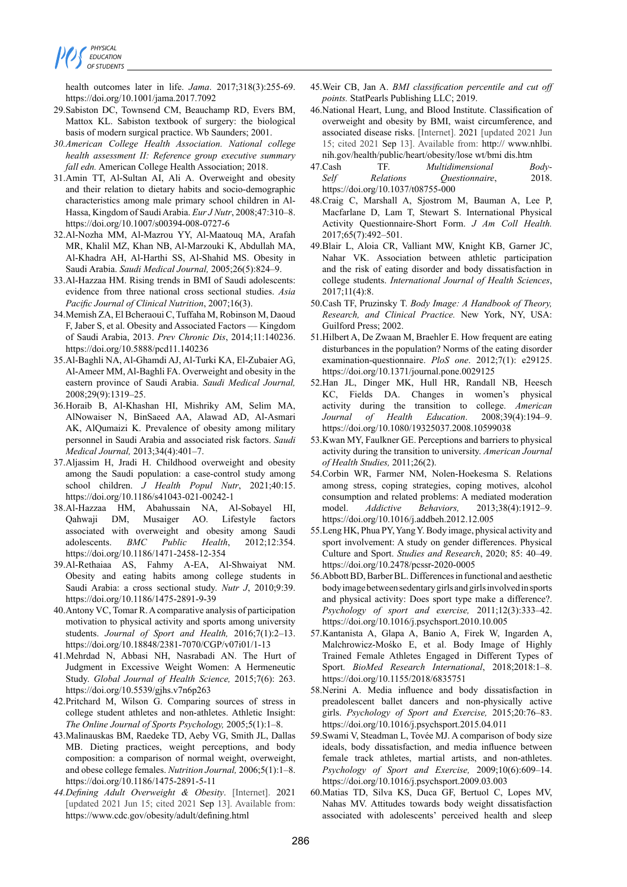health outcomes later in life. *Jama*. 2017;318(3):255-69. https://doi.org/10.1001/jama.2017.7092

29. Sabiston DC, Townsend CM, Beauchamp RD, Evers BM, Mattox KL. Sabiston textbook of surgery: the biological basis of modern surgical practice. Wb Saunders; 2001.
30. *American College Health Association. National college health assessment II: Reference group executive summary fall edn.* American College Health Association; 2018.
31. Amin TT, Al-Sultan AI, Ali A. Overweight and obesity and their relation to dietary habits and socio-demographic characteristics among male primary school children in Al-Hassa, Kingdom of Saudi Arabia. *Eur J Nutr*, 2008;47:310–8. https://doi.org/10.1007/s00394-008-0727-6
32. Al-Nozha MM, Al-Mazrou YY, Al-Maatouq MA, Arafah MR, Khalil MZ, Khan NB, Al-Marzouki K, Abdullah MA, Al-Khadra AH, Al-Harthi SS, Al-Shahid MS. Obesity in Saudi Arabia. *Saudi Medical Journal,* 2005;26(5):824–9.
33. Al-Hazzaa HM. Rising trends in BMI of Saudi adolescents: evidence from three national cross sectional studies. *Asia Pacific Journal of Clinical Nutrition*, 2007;16(3).
34. Memish ZA, El Bcheraoui C, Tuffaha M, Robinson M, Daoud F, Jaber S, et al. Obesity and Associated Factors — Kingdom of Saudi Arabia, 2013. *Prev Chronic Dis*, 2014;11:140236. https://doi.org/10.5888/pcd11.140236
35. Al-Baghli NA, Al-Ghamdi AJ, Al-Turki KA, El-Zubaier AG, Al-Ameer MM, Al-Baghli FA. Overweight and obesity in the eastern province of Saudi Arabia. *Saudi Medical Journal,* 2008;29(9):1319–25.
36. Horaib B, Al-Khashan HI, Mishriky AM, Selim MA, AlNowaiser N, BinSaeed AA, Alawad AD, Al-Asmari AK, AlQumaizi K. Prevalence of obesity among military personnel in Saudi Arabia and associated risk factors. *Saudi Medical Journal,* 2013;34(4):401–7.
37. Aljassim H, Jradi H. Childhood overweight and obesity among the Saudi population: a case-control study among school children. *J Health Popul Nutr*, 2021;40:15. https://doi.org/10.1186/s41043-021-00242-1
38. Al-Hazzaa HM, Abahussain NA, Al-Sobayel HI, Qahwaji DM, Musaiger AO. Lifestyle factors associated with overweight and obesity among Saudi adolescents. *BMC Public Health*, 2012;12:354. https://doi.org/10.1186/1471-2458-12-354
39. Al-Rethaiaa AS, Fahmy A-EA, Al-Shwaiyat NM. Obesity and eating habits among college students in Saudi Arabia: a cross sectional study. *Nutr J*, 2010;9:39. https://doi.org/10.1186/1475-2891-9-39
40. Antony VC, Tomar R. A comparative analysis of participation motivation to physical activity and sports among university students. *Journal of Sport and Health,* 2016;7(1):2–13. https://doi.org/10.18848/2381-7070/CGP/v07i01/1-13
41. Mehrdad N, Abbasi NH, Nasrabadi AN. The Hurt of Judgment in Excessive Weight Women: A Hermeneutic Study. *Global Journal of Health Science,* 2015;7(6): 263. https://doi.org/10.5539/gjhs.v7n6p263
42. Pritchard M, Wilson G. Comparing sources of stress in college student athletes and non-athletes. Athletic Insight: *The Online Journal of Sports Psychology,* 2005;5(1):1–8.
43. Malinauskas BM, Raedeke TD, Aeby VG, Smith JL, Dallas MB. Dieting practices, weight perceptions, and body composition: a comparison of normal weight, overweight, and obese college females. *Nutrition Journal,* 2006;5(1):1–8. https://doi.org/10.1186/1475-2891-5-11
44. *Defining Adult Overweight & Obesity*. [Internet]. 2021 [updated 2021 Jun 15; cited 2021 Sep 13]. Available from: https://www.cdc.gov/obesity/adult/defining.html
45. Weir CB, Jan A. *BMI classification percentile and cut off points.* StatPearls Publishing LLC; 2019.
46. National Heart, Lung, and Blood Institute. Classification of overweight and obesity by BMI, waist circumference, and associated disease risks. [Internet]. 2021 [updated 2021 Jun 15; cited 2021 Sep 13]. Available from: http:// www.nhlbi.nih.gov/health/public/heart/obesity/lose wt/bmi dis.htm
47. Cash TF. *Multidimensional Body-Self Relations Questionnaire*, 2018. https://doi.org/10.1037/t08755-000
48. Craig C, Marshall A, Sjostrom M, Bauman A, Lee P, Macfarlane D, Lam T, Stewart S. International Physical Activity Questionnaire-Short Form. *J Am Coll Health.* 2017;65(7):492–501.
49. Blair L, Aloia CR, Valliant MW, Knight KB, Garner JC, Nahar VK. Association between athletic participation and the risk of eating disorder and body dissatisfaction in college students. *International Journal of Health Sciences*, 2017;11(4):8.
50. Cash TF, Pruzinsky T. *Body Image: A Handbook of Theory, Research, and Clinical Practice.* New York, NY, USA: Guilford Press; 2002.
51. Hilbert A, De Zwaan M, Braehler E. How frequent are eating disturbances in the population? Norms of the eating disorder examination-questionnaire. *PloS one*. 2012;7(1): e29125. https://doi.org/10.1371/journal.pone.0029125
52. Han JL, Dinger MK, Hull HR, Randall NB, Heesch KC, Fields DA. Changes in women's physical activity during the transition to college. *American Journal of Health Education*. 2008;39(4):194–9. https://doi.org/10.1080/19325037.2008.10599038
53. Kwan MY, Faulkner GE. Perceptions and barriers to physical activity during the transition to university. *American Journal of Health Studies,* 2011;26(2).
54. Corbin WR, Farmer NM, Nolen-Hoekesma S. Relations among stress, coping strategies, coping motives, alcohol consumption and related problems: A mediated moderation model. *Addictive Behaviors,* 2013;38(4):1912–9. https://doi.org/10.1016/j.addbeh.2012.12.005
55. Leng HK, Phua PY, Yang Y. Body image, physical activity and sport involvement: A study on gender differences. Physical Culture and Sport. *Studies and Research*, 2020; 85: 40–49. https://doi.org/10.2478/pcssr-2020-0005
56. Abbott BD, Barber BL. Differences in functional and aesthetic body image between sedentary girls and girls involved in sports and physical activity: Does sport type make a difference?. *Psychology of sport and exercise,* 2011;12(3):333–42. https://doi.org/10.1016/j.psychsport.2010.10.005
57. Kantanista A, Glapa A, Banio A, Firek W, Ingarden A, Malchrowicz-Mośko E, et al. Body Image of Highly Trained Female Athletes Engaged in Different Types of Sport. *BioMed Research International*, 2018;2018:1–8. https://doi.org/10.1155/2018/6835751
58. Nerini A. Media influence and body dissatisfaction in preadolescent ballet dancers and non-physically active girls. *Psychology of Sport and Exercise,* 2015;20:76–83. https://doi.org/10.1016/j.psychsport.2015.04.011
59. Swami V, Steadman L, Tovée MJ. A comparison of body size ideals, body dissatisfaction, and media influence between female track athletes, martial artists, and non-athletes. *Psychology of Sport and Exercise,* 2009;10(6):609–14. https://doi.org/10.1016/j.psychsport.2009.03.003
60. Matias TD, Silva KS, Duca GF, Bertuol C, Lopes MV, Nahas MV. Attitudes towards body weight dissatisfaction associated with adolescents' perceived health and sleep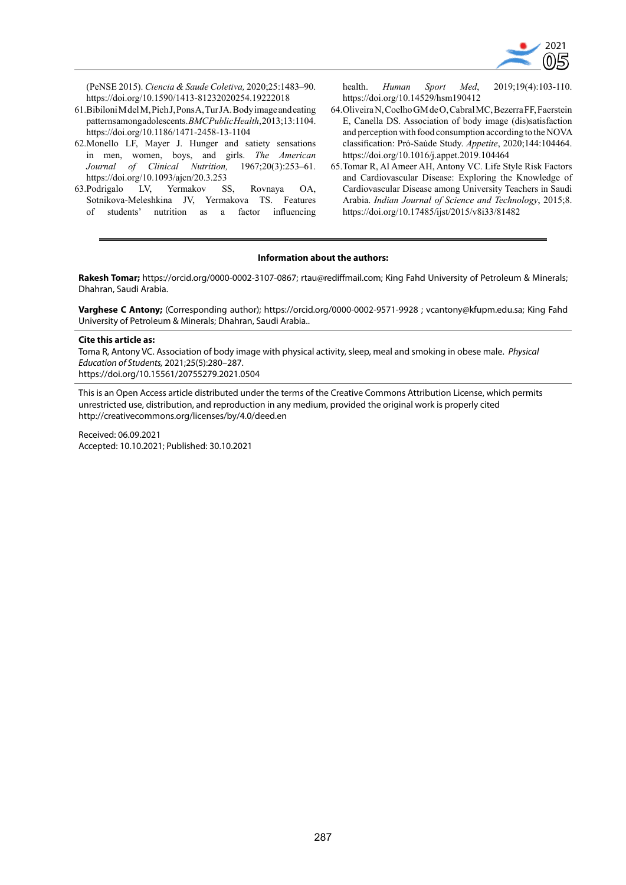(PeNSE 2015). *Ciencia & Saude Coletiva,* 2020;25:1483–90. https://doi.org/10.1590/1413-81232020254.19222018

61. Bibiloni M del M, Pich J, Pons A, Tur JA. Body image and eating patterns among adolescents. *BMC Public Health*, 2013;13:1104. https://doi.org/10.1186/1471-2458-13-1104
62. Monello LF, Mayer J. Hunger and satiety sensations in men, women, boys, and girls. *The American Journal of Clinical Nutrition,* 1967;20(3):253–61. https://doi.org/10.1093/ajcn/20.3.253
63. Podrigalo LV, Yermakov SS, Rovnaya OA, Sotnikova-Meleshkina JV, Yermakova TS. Features of students' nutrition as a factor influencing health. *Human Sport Med*, 2019;19(4):103-110. https://doi.org/10.14529/hsm190412
64. Oliveira N, Coelho GM de O, Cabral MC, Bezerra FF, Faerstein E, Canella DS. Association of body image (dis)satisfaction and perception with food consumption according to the NOVA classification: Pró-Saúde Study. *Appetite*, 2020;144:104464. https://doi.org/10.1016/j.appet.2019.104464
65. Tomar R, Al Ameer AH, Antony VC. Life Style Risk Factors and Cardiovascular Disease: Exploring the Knowledge of Cardiovascular Disease among University Teachers in Saudi Arabia. *Indian Journal of Science and Technology*, 2015;8. https://doi.org/10.17485/ijst/2015/v8i33/81482

---

**Information about the authors:**

**Rakesh Tomar;** https://orcid.org/0000-0002-3107-0867; rtau@rediffmail.com; King Fahd University of Petroleum & Minerals; Dhahran, Saudi Arabia.

**Varghese C Antony;** (Corresponding author); https://orcid.org/0000-0002-9571-9928 ; vcantony@kfupm.edu.sa; King Fahd University of Petroleum & Minerals; Dhahran, Saudi Arabia..

**Cite this article as:**

Toma R, Antony VC. Association of body image with physical activity, sleep, meal and smoking in obese male. *Physical Education of Students,* 2021;25(5):280–287.
https://doi.org/10.15561/20755279.2021.0504

This is an Open Access article distributed under the terms of the Creative Commons Attribution License, which permits unrestricted use, distribution, and reproduction in any medium, provided the original work is properly cited
http://creativecommons.org/licenses/by/4.0/deed.en

Received: 06.09.2021
Accepted: 10.10.2021; Published: 30.10.2021